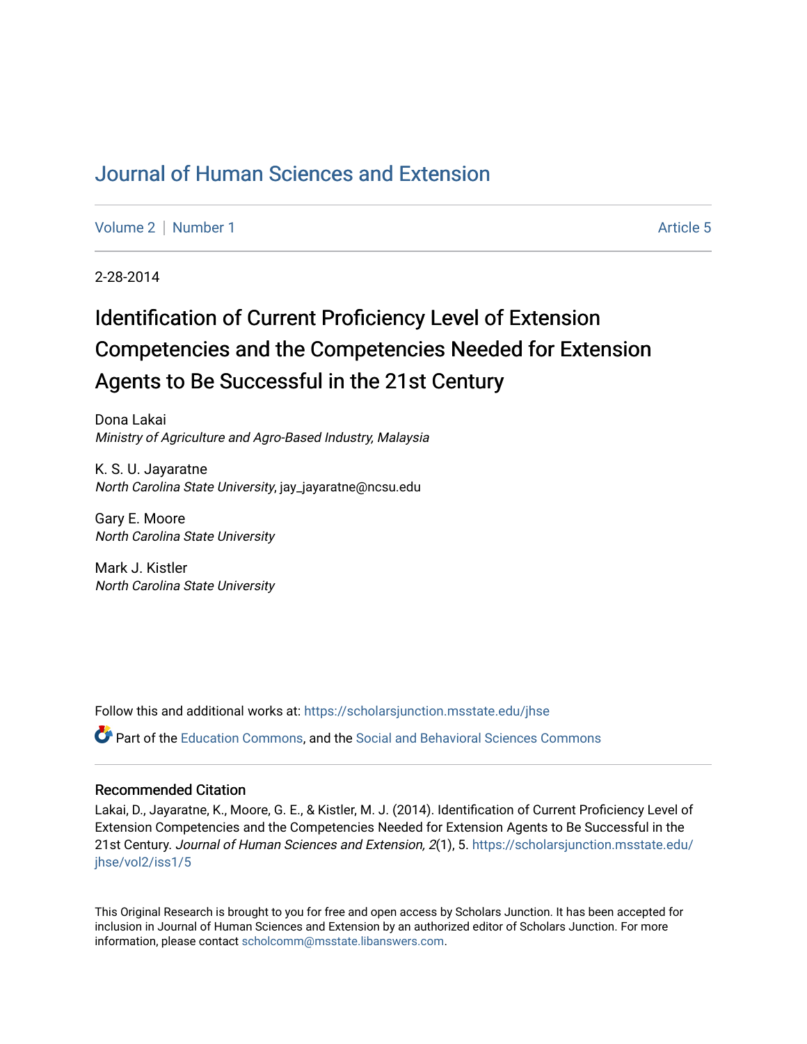# Journal of Human Sciences and Extension

Volume 2 | Number 1 — Article 5

2-28-2014

## Identification of Current Proficiency Level of Extension Competencies and the Competencies Needed for Extension Agents to Be Successful in the 21st Century

Dona Lakai
*Ministry of Agriculture and Agro-Based Industry, Malaysia*

K. S. U. Jayaratne
*North Carolina State University*, jay_jayaratne@ncsu.edu

Gary E. Moore
*North Carolina State University*

Mark J. Kistler
*North Carolina State University*

Follow this and additional works at: https://scholarsjunction.msstate.edu/jhse

Part of the Education Commons, and the Social and Behavioral Sciences Commons

### Recommended Citation

Lakai, D., Jayaratne, K., Moore, G. E., & Kistler, M. J. (2014). Identification of Current Proficiency Level of Extension Competencies and the Competencies Needed for Extension Agents to Be Successful in the 21st Century. *Journal of Human Sciences and Extension, 2*(1), 5. https://scholarsjunction.msstate.edu/jhse/vol2/iss1/5

This Original Research is brought to you for free and open access by Scholars Junction. It has been accepted for inclusion in Journal of Human Sciences and Extension by an authorized editor of Scholars Junction. For more information, please contact scholcomm@msstate.libanswers.com.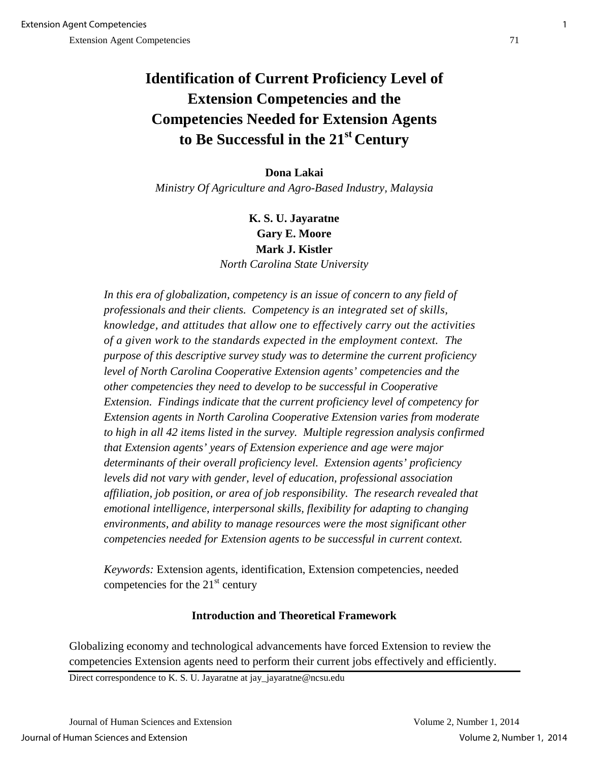# Identification of Current Proficiency Level of Extension Competencies and the Competencies Needed for Extension Agents to Be Successful in the 21st Century

**Dona Lakai**

*Ministry Of Agriculture and Agro-Based Industry, Malaysia*

**K. S. U. Jayaratne**
**Gary E. Moore**
**Mark J. Kistler**

*North Carolina State University*

*In this era of globalization, competency is an issue of concern to any field of professionals and their clients. Competency is an integrated set of skills, knowledge, and attitudes that allow one to effectively carry out the activities of a given work to the standards expected in the employment context. The purpose of this descriptive survey study was to determine the current proficiency level of North Carolina Cooperative Extension agents' competencies and the other competencies they need to develop to be successful in Cooperative Extension. Findings indicate that the current proficiency level of competency for Extension agents in North Carolina Cooperative Extension varies from moderate to high in all 42 items listed in the survey. Multiple regression analysis confirmed that Extension agents' years of Extension experience and age were major determinants of their overall proficiency level. Extension agents' proficiency levels did not vary with gender, level of education, professional association affiliation, job position, or area of job responsibility. The research revealed that emotional intelligence, interpersonal skills, flexibility for adapting to changing environments, and ability to manage resources were the most significant other competencies needed for Extension agents to be successful in current context.*

*Keywords:* Extension agents, identification, Extension competencies, needed competencies for the 21st century

## Introduction and Theoretical Framework

Globalizing economy and technological advancements have forced Extension to review the competencies Extension agents need to perform their current jobs effectively and efficiently.

Direct correspondence to K. S. U. Jayaratne at jay_jayaratne@ncsu.edu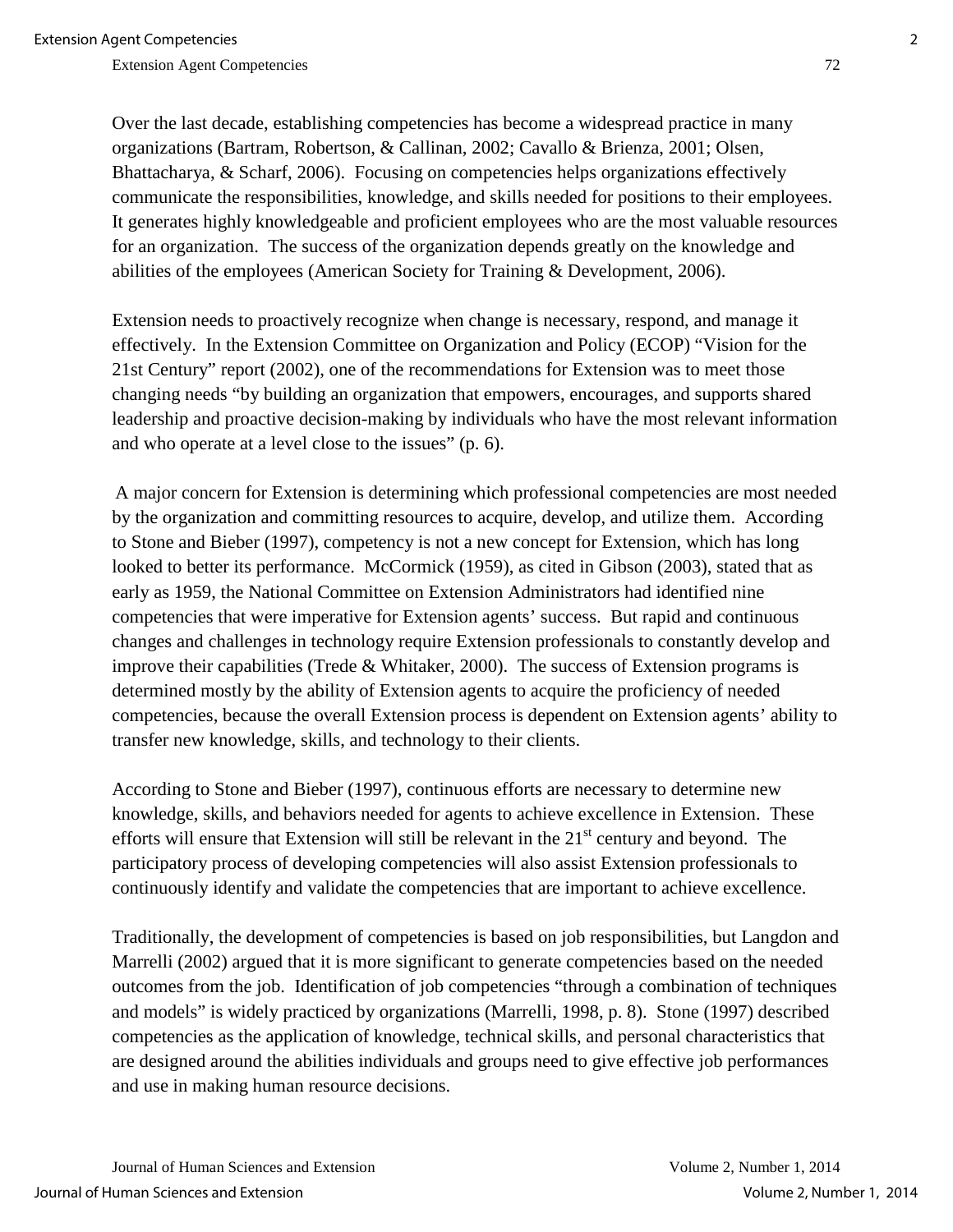Over the last decade, establishing competencies has become a widespread practice in many organizations (Bartram, Robertson, & Callinan, 2002; Cavallo & Brienza, 2001; Olsen, Bhattacharya, & Scharf, 2006). Focusing on competencies helps organizations effectively communicate the responsibilities, knowledge, and skills needed for positions to their employees. It generates highly knowledgeable and proficient employees who are the most valuable resources for an organization. The success of the organization depends greatly on the knowledge and abilities of the employees (American Society for Training & Development, 2006).

Extension needs to proactively recognize when change is necessary, respond, and manage it effectively. In the Extension Committee on Organization and Policy (ECOP) "Vision for the 21st Century" report (2002), one of the recommendations for Extension was to meet those changing needs "by building an organization that empowers, encourages, and supports shared leadership and proactive decision-making by individuals who have the most relevant information and who operate at a level close to the issues" (p. 6).

A major concern for Extension is determining which professional competencies are most needed by the organization and committing resources to acquire, develop, and utilize them. According to Stone and Bieber (1997), competency is not a new concept for Extension, which has long looked to better its performance. McCormick (1959), as cited in Gibson (2003), stated that as early as 1959, the National Committee on Extension Administrators had identified nine competencies that were imperative for Extension agents' success. But rapid and continuous changes and challenges in technology require Extension professionals to constantly develop and improve their capabilities (Trede & Whitaker, 2000). The success of Extension programs is determined mostly by the ability of Extension agents to acquire the proficiency of needed competencies, because the overall Extension process is dependent on Extension agents' ability to transfer new knowledge, skills, and technology to their clients.

According to Stone and Bieber (1997), continuous efforts are necessary to determine new knowledge, skills, and behaviors needed for agents to achieve excellence in Extension. These efforts will ensure that Extension will still be relevant in the 21st century and beyond. The participatory process of developing competencies will also assist Extension professionals to continuously identify and validate the competencies that are important to achieve excellence.

Traditionally, the development of competencies is based on job responsibilities, but Langdon and Marrelli (2002) argued that it is more significant to generate competencies based on the needed outcomes from the job. Identification of job competencies "through a combination of techniques and models" is widely practiced by organizations (Marrelli, 1998, p. 8). Stone (1997) described competencies as the application of knowledge, technical skills, and personal characteristics that are designed around the abilities individuals and groups need to give effective job performances and use in making human resource decisions.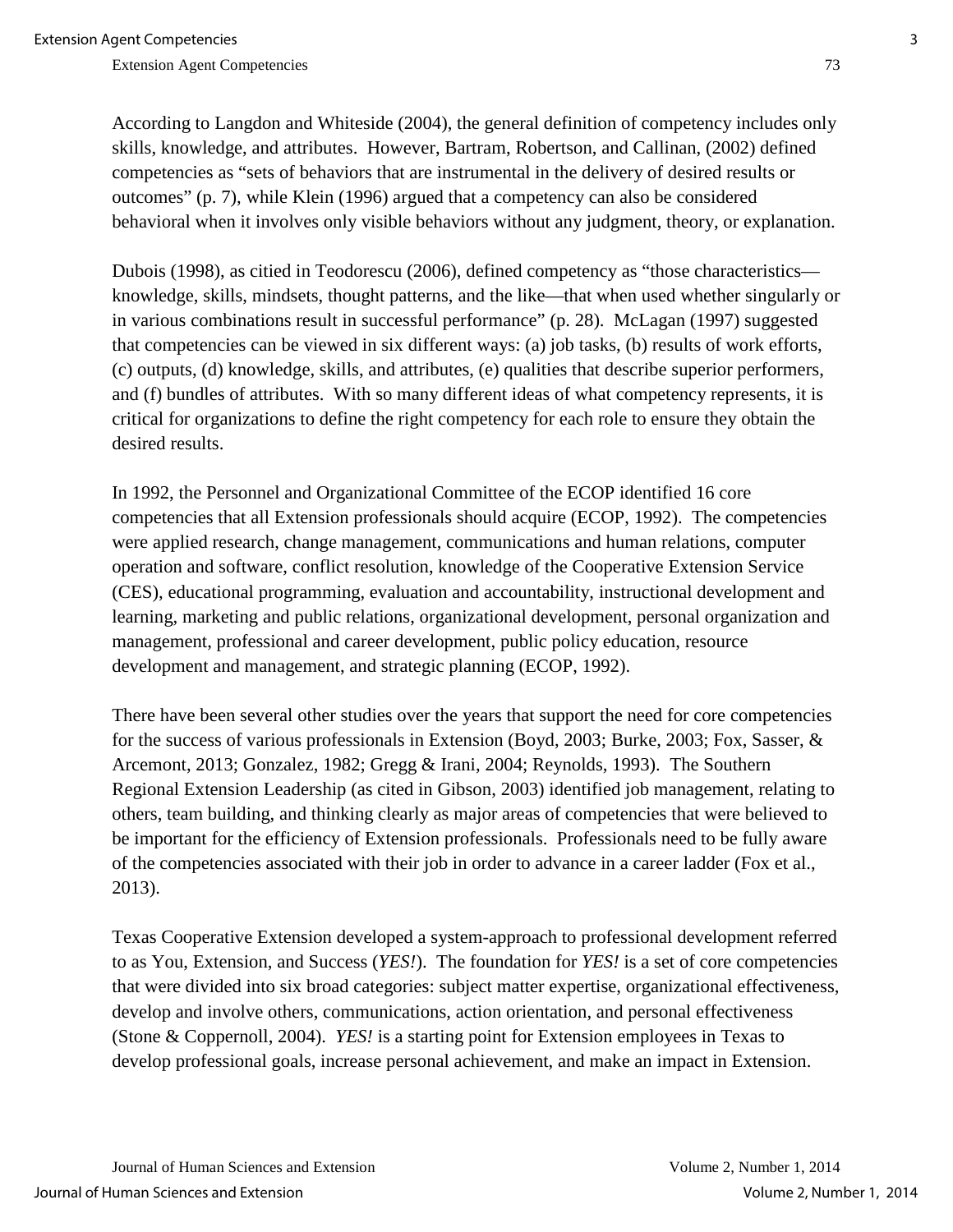According to Langdon and Whiteside (2004), the general definition of competency includes only skills, knowledge, and attributes. However, Bartram, Robertson, and Callinan, (2002) defined competencies as "sets of behaviors that are instrumental in the delivery of desired results or outcomes" (p. 7), while Klein (1996) argued that a competency can also be considered behavioral when it involves only visible behaviors without any judgment, theory, or explanation.

Dubois (1998), as citied in Teodorescu (2006), defined competency as "those characteristics—knowledge, skills, mindsets, thought patterns, and the like—that when used whether singularly or in various combinations result in successful performance" (p. 28). McLagan (1997) suggested that competencies can be viewed in six different ways: (a) job tasks, (b) results of work efforts, (c) outputs, (d) knowledge, skills, and attributes, (e) qualities that describe superior performers, and (f) bundles of attributes. With so many different ideas of what competency represents, it is critical for organizations to define the right competency for each role to ensure they obtain the desired results.

In 1992, the Personnel and Organizational Committee of the ECOP identified 16 core competencies that all Extension professionals should acquire (ECOP, 1992). The competencies were applied research, change management, communications and human relations, computer operation and software, conflict resolution, knowledge of the Cooperative Extension Service (CES), educational programming, evaluation and accountability, instructional development and learning, marketing and public relations, organizational development, personal organization and management, professional and career development, public policy education, resource development and management, and strategic planning (ECOP, 1992).

There have been several other studies over the years that support the need for core competencies for the success of various professionals in Extension (Boyd, 2003; Burke, 2003; Fox, Sasser, & Arcemont, 2013; Gonzalez, 1982; Gregg & Irani, 2004; Reynolds, 1993). The Southern Regional Extension Leadership (as cited in Gibson, 2003) identified job management, relating to others, team building, and thinking clearly as major areas of competencies that were believed to be important for the efficiency of Extension professionals. Professionals need to be fully aware of the competencies associated with their job in order to advance in a career ladder (Fox et al., 2013).

Texas Cooperative Extension developed a system-approach to professional development referred to as You, Extension, and Success (*YES!*). The foundation for *YES!* is a set of core competencies that were divided into six broad categories: subject matter expertise, organizational effectiveness, develop and involve others, communications, action orientation, and personal effectiveness (Stone & Coppernoll, 2004). *YES!* is a starting point for Extension employees in Texas to develop professional goals, increase personal achievement, and make an impact in Extension.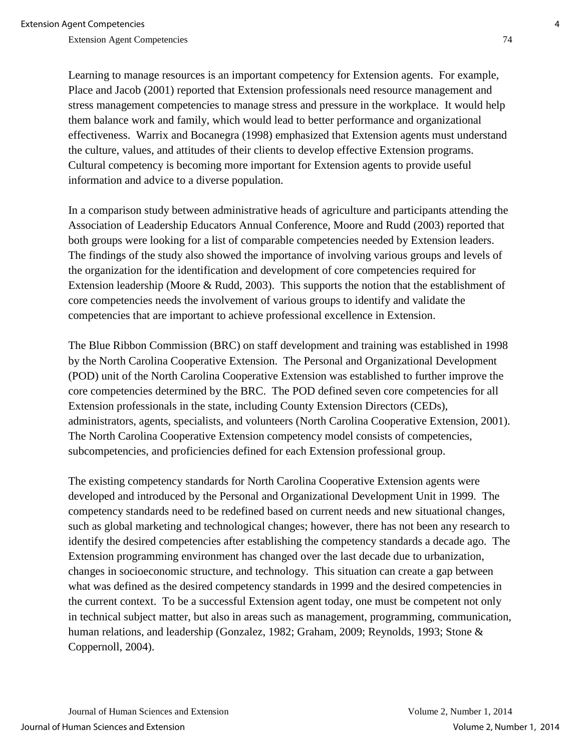Learning to manage resources is an important competency for Extension agents. For example, Place and Jacob (2001) reported that Extension professionals need resource management and stress management competencies to manage stress and pressure in the workplace. It would help them balance work and family, which would lead to better performance and organizational effectiveness. Warrix and Bocanegra (1998) emphasized that Extension agents must understand the culture, values, and attitudes of their clients to develop effective Extension programs. Cultural competency is becoming more important for Extension agents to provide useful information and advice to a diverse population.

In a comparison study between administrative heads of agriculture and participants attending the Association of Leadership Educators Annual Conference, Moore and Rudd (2003) reported that both groups were looking for a list of comparable competencies needed by Extension leaders. The findings of the study also showed the importance of involving various groups and levels of the organization for the identification and development of core competencies required for Extension leadership (Moore & Rudd, 2003). This supports the notion that the establishment of core competencies needs the involvement of various groups to identify and validate the competencies that are important to achieve professional excellence in Extension.

The Blue Ribbon Commission (BRC) on staff development and training was established in 1998 by the North Carolina Cooperative Extension. The Personal and Organizational Development (POD) unit of the North Carolina Cooperative Extension was established to further improve the core competencies determined by the BRC. The POD defined seven core competencies for all Extension professionals in the state, including County Extension Directors (CEDs), administrators, agents, specialists, and volunteers (North Carolina Cooperative Extension, 2001). The North Carolina Cooperative Extension competency model consists of competencies, subcompetencies, and proficiencies defined for each Extension professional group.

The existing competency standards for North Carolina Cooperative Extension agents were developed and introduced by the Personal and Organizational Development Unit in 1999. The competency standards need to be redefined based on current needs and new situational changes, such as global marketing and technological changes; however, there has not been any research to identify the desired competencies after establishing the competency standards a decade ago. The Extension programming environment has changed over the last decade due to urbanization, changes in socioeconomic structure, and technology. This situation can create a gap between what was defined as the desired competency standards in 1999 and the desired competencies in the current context. To be a successful Extension agent today, one must be competent not only in technical subject matter, but also in areas such as management, programming, communication, human relations, and leadership (Gonzalez, 1982; Graham, 2009; Reynolds, 1993; Stone & Coppernoll, 2004).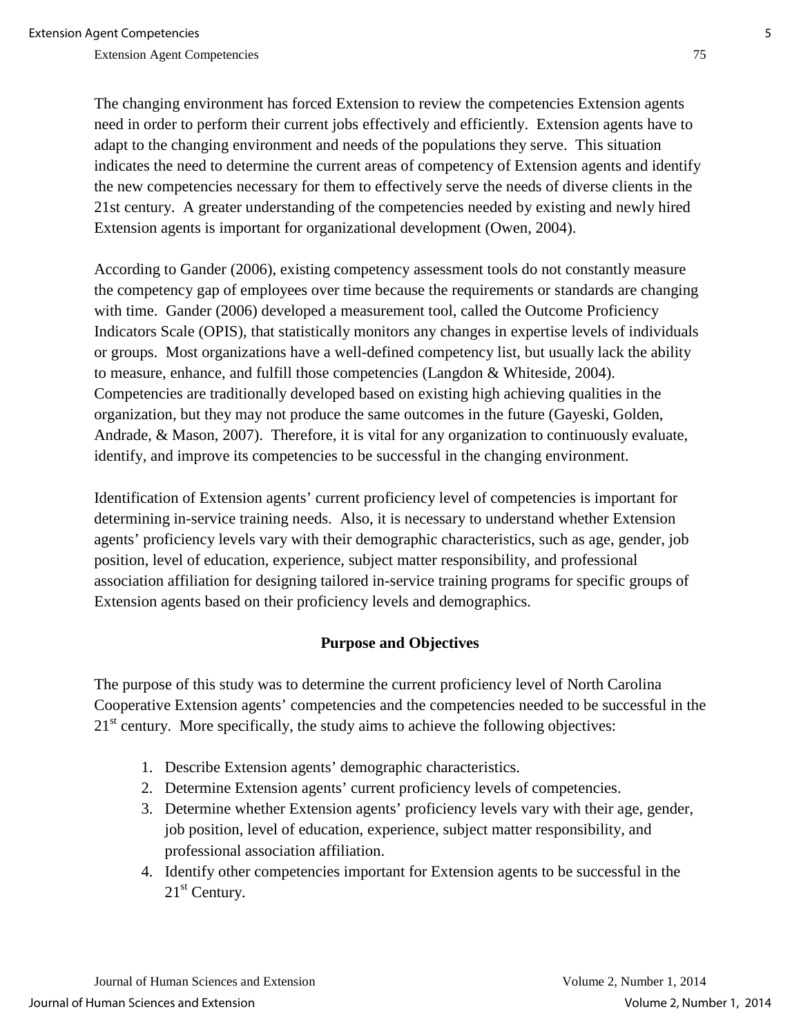The changing environment has forced Extension to review the competencies Extension agents need in order to perform their current jobs effectively and efficiently. Extension agents have to adapt to the changing environment and needs of the populations they serve. This situation indicates the need to determine the current areas of competency of Extension agents and identify the new competencies necessary for them to effectively serve the needs of diverse clients in the 21st century. A greater understanding of the competencies needed by existing and newly hired Extension agents is important for organizational development (Owen, 2004).

According to Gander (2006), existing competency assessment tools do not constantly measure the competency gap of employees over time because the requirements or standards are changing with time. Gander (2006) developed a measurement tool, called the Outcome Proficiency Indicators Scale (OPIS), that statistically monitors any changes in expertise levels of individuals or groups. Most organizations have a well-defined competency list, but usually lack the ability to measure, enhance, and fulfill those competencies (Langdon & Whiteside, 2004). Competencies are traditionally developed based on existing high achieving qualities in the organization, but they may not produce the same outcomes in the future (Gayeski, Golden, Andrade, & Mason, 2007). Therefore, it is vital for any organization to continuously evaluate, identify, and improve its competencies to be successful in the changing environment.

Identification of Extension agents' current proficiency level of competencies is important for determining in-service training needs. Also, it is necessary to understand whether Extension agents' proficiency levels vary with their demographic characteristics, such as age, gender, job position, level of education, experience, subject matter responsibility, and professional association affiliation for designing tailored in-service training programs for specific groups of Extension agents based on their proficiency levels and demographics.

## Purpose and Objectives

The purpose of this study was to determine the current proficiency level of North Carolina Cooperative Extension agents' competencies and the competencies needed to be successful in the 21st century. More specifically, the study aims to achieve the following objectives:

1. Describe Extension agents' demographic characteristics.
2. Determine Extension agents' current proficiency levels of competencies.
3. Determine whether Extension agents' proficiency levels vary with their age, gender, job position, level of education, experience, subject matter responsibility, and professional association affiliation.
4. Identify other competencies important for Extension agents to be successful in the 21st Century.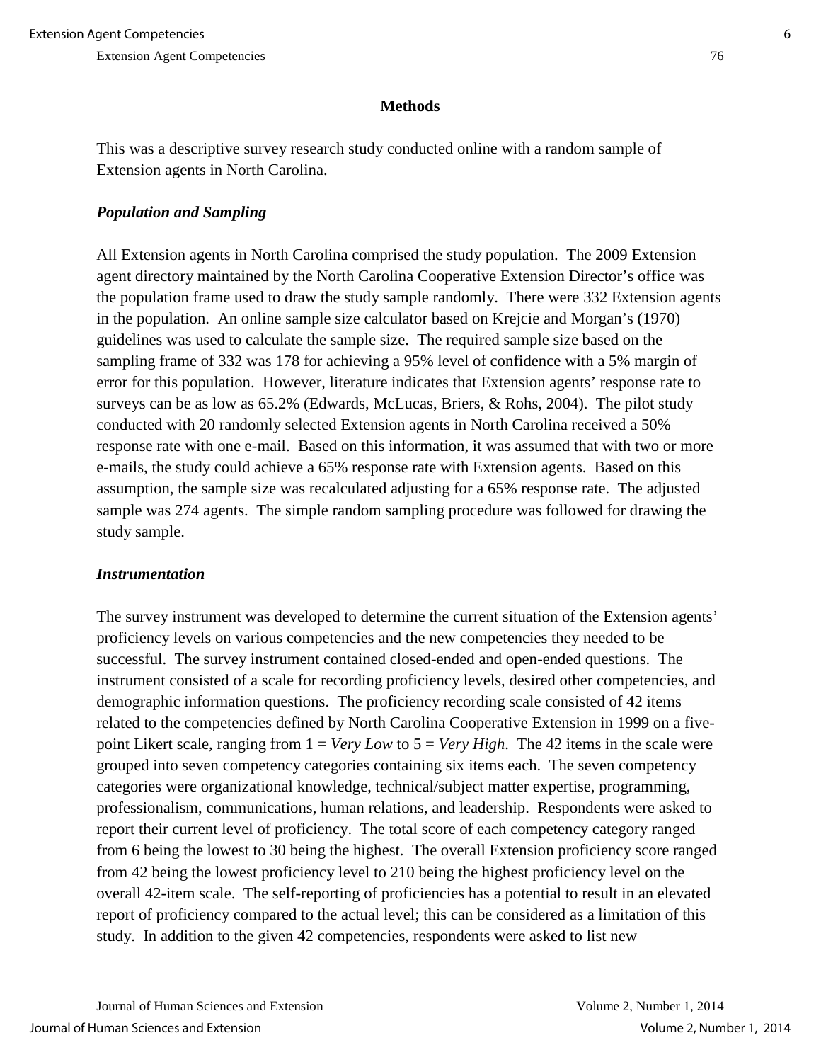## Methods

This was a descriptive survey research study conducted online with a random sample of Extension agents in North Carolina.

### *Population and Sampling*

All Extension agents in North Carolina comprised the study population. The 2009 Extension agent directory maintained by the North Carolina Cooperative Extension Director's office was the population frame used to draw the study sample randomly. There were 332 Extension agents in the population. An online sample size calculator based on Krejcie and Morgan's (1970) guidelines was used to calculate the sample size. The required sample size based on the sampling frame of 332 was 178 for achieving a 95% level of confidence with a 5% margin of error for this population. However, literature indicates that Extension agents' response rate to surveys can be as low as 65.2% (Edwards, McLucas, Briers, & Rohs, 2004). The pilot study conducted with 20 randomly selected Extension agents in North Carolina received a 50% response rate with one e-mail. Based on this information, it was assumed that with two or more e-mails, the study could achieve a 65% response rate with Extension agents. Based on this assumption, the sample size was recalculated adjusting for a 65% response rate. The adjusted sample was 274 agents. The simple random sampling procedure was followed for drawing the study sample.

### *Instrumentation*

The survey instrument was developed to determine the current situation of the Extension agents' proficiency levels on various competencies and the new competencies they needed to be successful. The survey instrument contained closed-ended and open-ended questions. The instrument consisted of a scale for recording proficiency levels, desired other competencies, and demographic information questions. The proficiency recording scale consisted of 42 items related to the competencies defined by North Carolina Cooperative Extension in 1999 on a five-point Likert scale, ranging from 1 = *Very Low* to 5 = *Very High*. The 42 items in the scale were grouped into seven competency categories containing six items each. The seven competency categories were organizational knowledge, technical/subject matter expertise, programming, professionalism, communications, human relations, and leadership. Respondents were asked to report their current level of proficiency. The total score of each competency category ranged from 6 being the lowest to 30 being the highest. The overall Extension proficiency score ranged from 42 being the lowest proficiency level to 210 being the highest proficiency level on the overall 42-item scale. The self-reporting of proficiencies has a potential to result in an elevated report of proficiency compared to the actual level; this can be considered as a limitation of this study. In addition to the given 42 competencies, respondents were asked to list new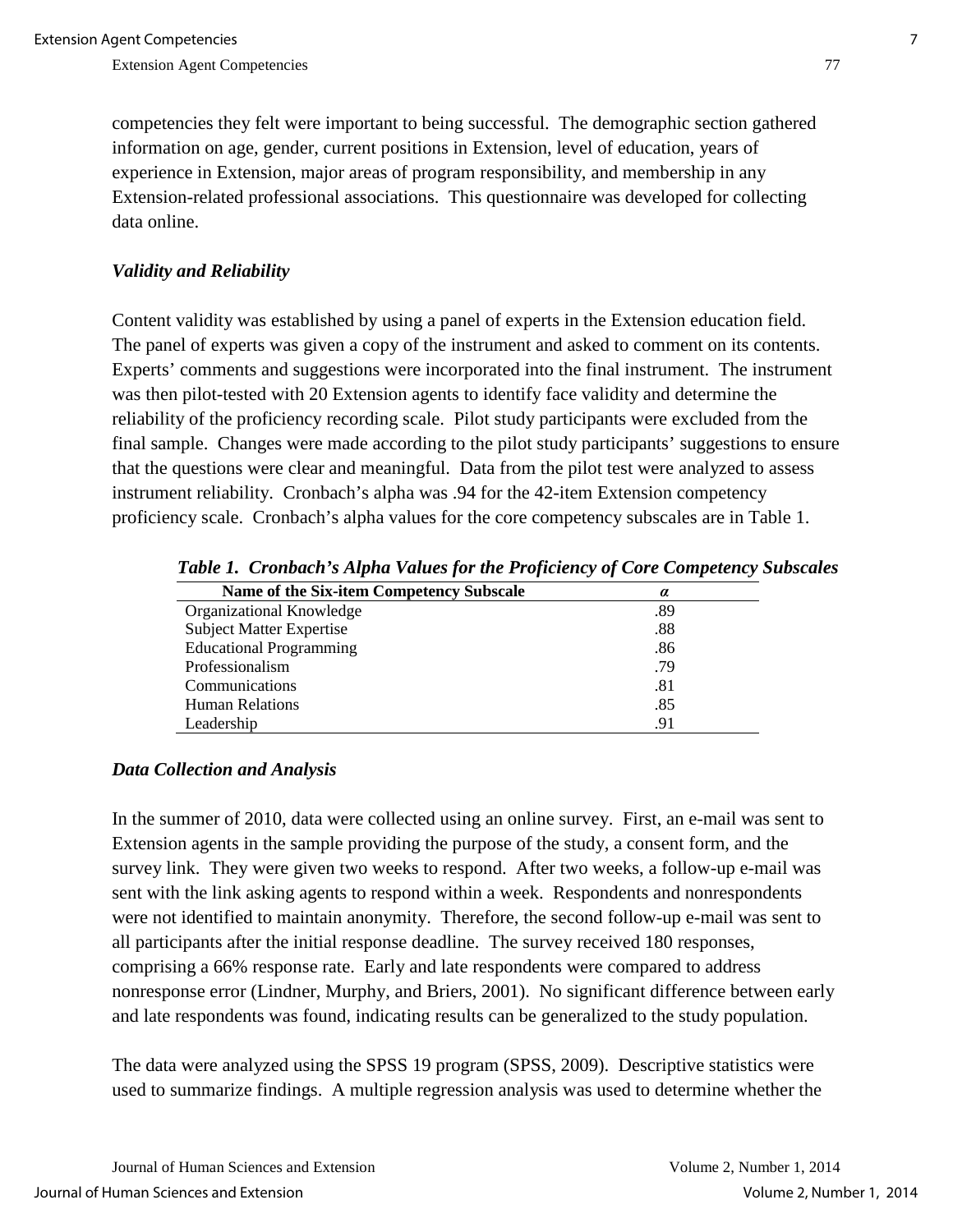competencies they felt were important to being successful. The demographic section gathered information on age, gender, current positions in Extension, level of education, years of experience in Extension, major areas of program responsibility, and membership in any Extension-related professional associations. This questionnaire was developed for collecting data online.

### *Validity and Reliability*

Content validity was established by using a panel of experts in the Extension education field. The panel of experts was given a copy of the instrument and asked to comment on its contents. Experts' comments and suggestions were incorporated into the final instrument. The instrument was then pilot-tested with 20 Extension agents to identify face validity and determine the reliability of the proficiency recording scale. Pilot study participants were excluded from the final sample. Changes were made according to the pilot study participants' suggestions to ensure that the questions were clear and meaningful. Data from the pilot test were analyzed to assess instrument reliability. Cronbach's alpha was .94 for the 42-item Extension competency proficiency scale. Cronbach's alpha values for the core competency subscales are in Table 1.

***Table 1. Cronbach's Alpha Values for the Proficiency of Core Competency Subscales***

| Name of the Six-item Competency Subscale | $\alpha$ |
|---|---|
| Organizational Knowledge | .89 |
| Subject Matter Expertise | .88 |
| Educational Programming | .86 |
| Professionalism | .79 |
| Communications | .81 |
| Human Relations | .85 |
| Leadership | .91 |

### *Data Collection and Analysis*

In the summer of 2010, data were collected using an online survey. First, an e-mail was sent to Extension agents in the sample providing the purpose of the study, a consent form, and the survey link. They were given two weeks to respond. After two weeks, a follow-up e-mail was sent with the link asking agents to respond within a week. Respondents and nonrespondents were not identified to maintain anonymity. Therefore, the second follow-up e-mail was sent to all participants after the initial response deadline. The survey received 180 responses, comprising a 66% response rate. Early and late respondents were compared to address nonresponse error (Lindner, Murphy, and Briers, 2001). No significant difference between early and late respondents was found, indicating results can be generalized to the study population.

The data were analyzed using the SPSS 19 program (SPSS, 2009). Descriptive statistics were used to summarize findings. A multiple regression analysis was used to determine whether the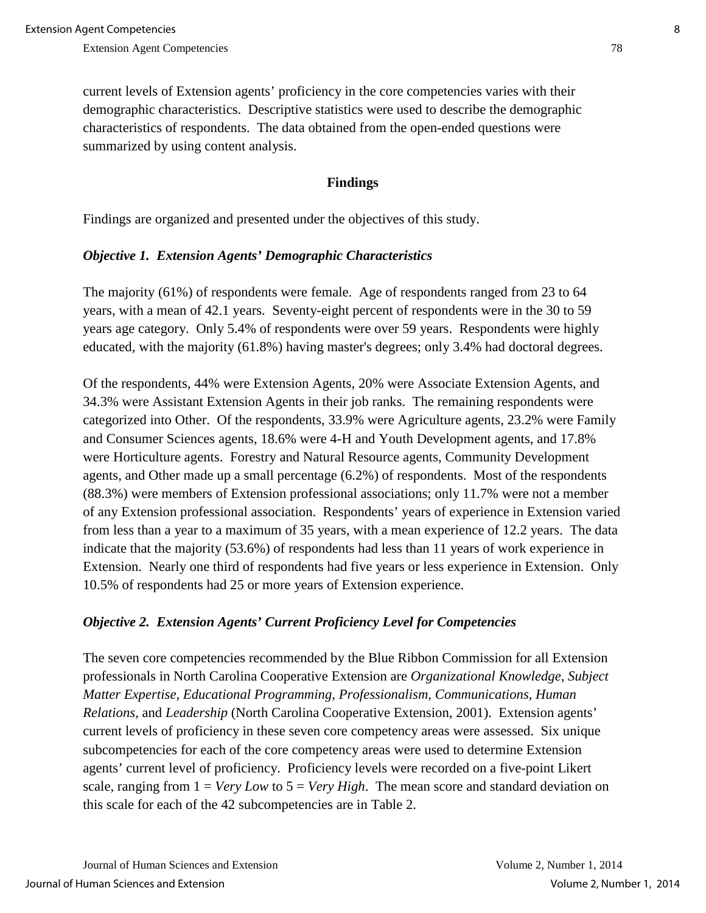current levels of Extension agents' proficiency in the core competencies varies with their demographic characteristics. Descriptive statistics were used to describe the demographic characteristics of respondents. The data obtained from the open-ended questions were summarized by using content analysis.

## Findings

Findings are organized and presented under the objectives of this study.

### *Objective 1. Extension Agents' Demographic Characteristics*

The majority (61%) of respondents were female. Age of respondents ranged from 23 to 64 years, with a mean of 42.1 years. Seventy-eight percent of respondents were in the 30 to 59 years age category. Only 5.4% of respondents were over 59 years. Respondents were highly educated, with the majority (61.8%) having master's degrees; only 3.4% had doctoral degrees.

Of the respondents, 44% were Extension Agents, 20% were Associate Extension Agents, and 34.3% were Assistant Extension Agents in their job ranks. The remaining respondents were categorized into Other. Of the respondents, 33.9% were Agriculture agents, 23.2% were Family and Consumer Sciences agents, 18.6% were 4-H and Youth Development agents, and 17.8% were Horticulture agents. Forestry and Natural Resource agents, Community Development agents, and Other made up a small percentage (6.2%) of respondents. Most of the respondents (88.3%) were members of Extension professional associations; only 11.7% were not a member of any Extension professional association. Respondents' years of experience in Extension varied from less than a year to a maximum of 35 years, with a mean experience of 12.2 years. The data indicate that the majority (53.6%) of respondents had less than 11 years of work experience in Extension. Nearly one third of respondents had five years or less experience in Extension. Only 10.5% of respondents had 25 or more years of Extension experience.

### *Objective 2. Extension Agents' Current Proficiency Level for Competencies*

The seven core competencies recommended by the Blue Ribbon Commission for all Extension professionals in North Carolina Cooperative Extension are *Organizational Knowledge, Subject Matter Expertise, Educational Programming, Professionalism, Communications, Human Relations,* and *Leadership* (North Carolina Cooperative Extension, 2001). Extension agents' current levels of proficiency in these seven core competency areas were assessed. Six unique subcompetencies for each of the core competency areas were used to determine Extension agents' current level of proficiency. Proficiency levels were recorded on a five-point Likert scale, ranging from 1 = *Very Low* to 5 = *Very High*. The mean score and standard deviation on this scale for each of the 42 subcompetencies are in Table 2.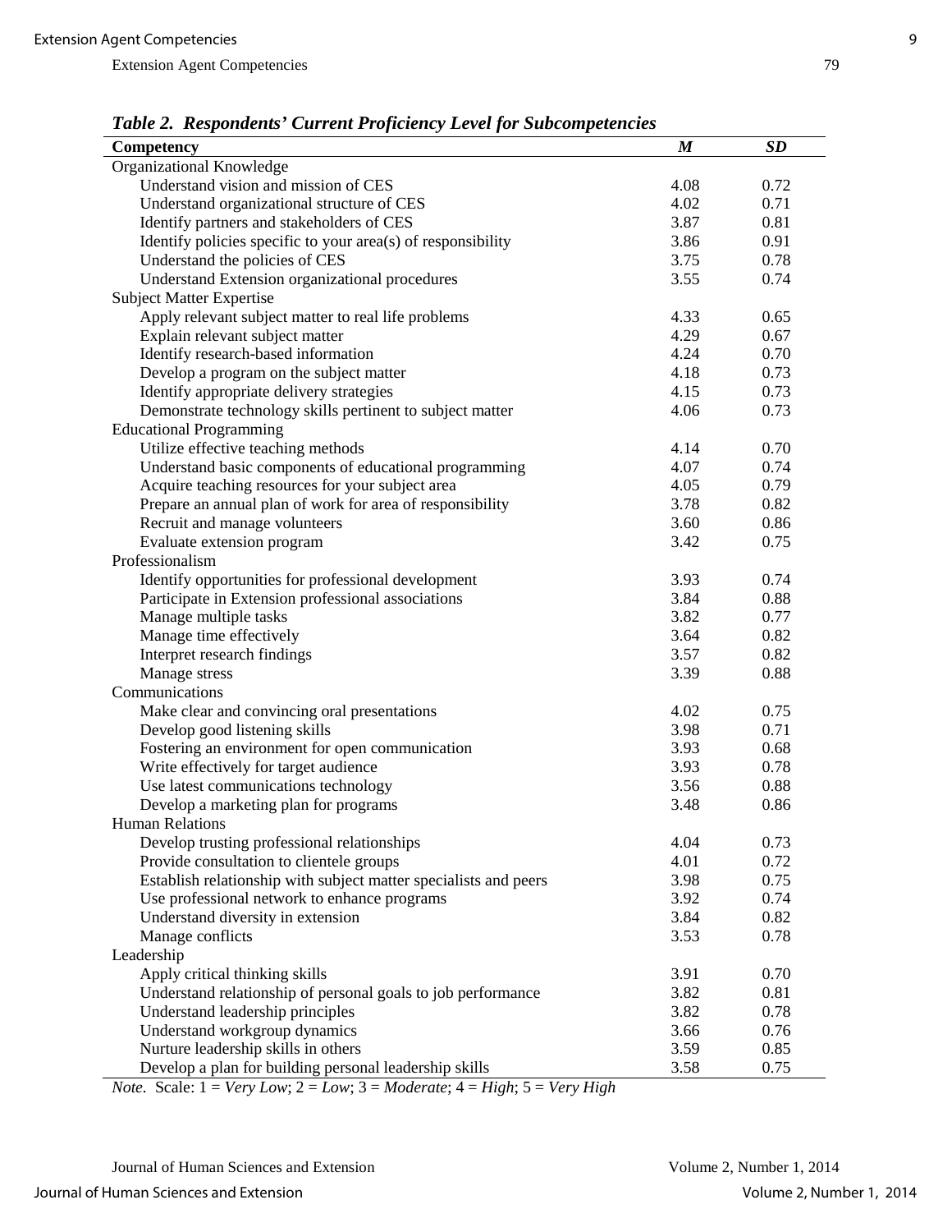*Table 2. Respondents' Current Proficiency Level for Subcompetencies*

| Competency | *M* | *SD* |
|---|---|---|
| Organizational Knowledge | | |
| Understand vision and mission of CES | 4.08 | 0.72 |
| Understand organizational structure of CES | 4.02 | 0.71 |
| Identify partners and stakeholders of CES | 3.87 | 0.81 |
| Identify policies specific to your area(s) of responsibility | 3.86 | 0.91 |
| Understand the policies of CES | 3.75 | 0.78 |
| Understand Extension organizational procedures | 3.55 | 0.74 |
| Subject Matter Expertise | | |
| Apply relevant subject matter to real life problems | 4.33 | 0.65 |
| Explain relevant subject matter | 4.29 | 0.67 |
| Identify research-based information | 4.24 | 0.70 |
| Develop a program on the subject matter | 4.18 | 0.73 |
| Identify appropriate delivery strategies | 4.15 | 0.73 |
| Demonstrate technology skills pertinent to subject matter | 4.06 | 0.73 |
| Educational Programming | | |
| Utilize effective teaching methods | 4.14 | 0.70 |
| Understand basic components of educational programming | 4.07 | 0.74 |
| Acquire teaching resources for your subject area | 4.05 | 0.79 |
| Prepare an annual plan of work for area of responsibility | 3.78 | 0.82 |
| Recruit and manage volunteers | 3.60 | 0.86 |
| Evaluate extension program | 3.42 | 0.75 |
| Professionalism | | |
| Identify opportunities for professional development | 3.93 | 0.74 |
| Participate in Extension professional associations | 3.84 | 0.88 |
| Manage multiple tasks | 3.82 | 0.77 |
| Manage time effectively | 3.64 | 0.82 |
| Interpret research findings | 3.57 | 0.82 |
| Manage stress | 3.39 | 0.88 |
| Communications | | |
| Make clear and convincing oral presentations | 4.02 | 0.75 |
| Develop good listening skills | 3.98 | 0.71 |
| Fostering an environment for open communication | 3.93 | 0.68 |
| Write effectively for target audience | 3.93 | 0.78 |
| Use latest communications technology | 3.56 | 0.88 |
| Develop a marketing plan for programs | 3.48 | 0.86 |
| Human Relations | | |
| Develop trusting professional relationships | 4.04 | 0.73 |
| Provide consultation to clientele groups | 4.01 | 0.72 |
| Establish relationship with subject matter specialists and peers | 3.98 | 0.75 |
| Use professional network to enhance programs | 3.92 | 0.74 |
| Understand diversity in extension | 3.84 | 0.82 |
| Manage conflicts | 3.53 | 0.78 |
| Leadership | | |
| Apply critical thinking skills | 3.91 | 0.70 |
| Understand relationship of personal goals to job performance | 3.82 | 0.81 |
| Understand leadership principles | 3.82 | 0.78 |
| Understand workgroup dynamics | 3.66 | 0.76 |
| Nurture leadership skills in others | 3.59 | 0.85 |
| Develop a plan for building personal leadership skills | 3.58 | 0.75 |

*Note.* Scale: 1 = *Very Low*; 2 = *Low*; 3 = *Moderate*; 4 = *High*; 5 = *Very High*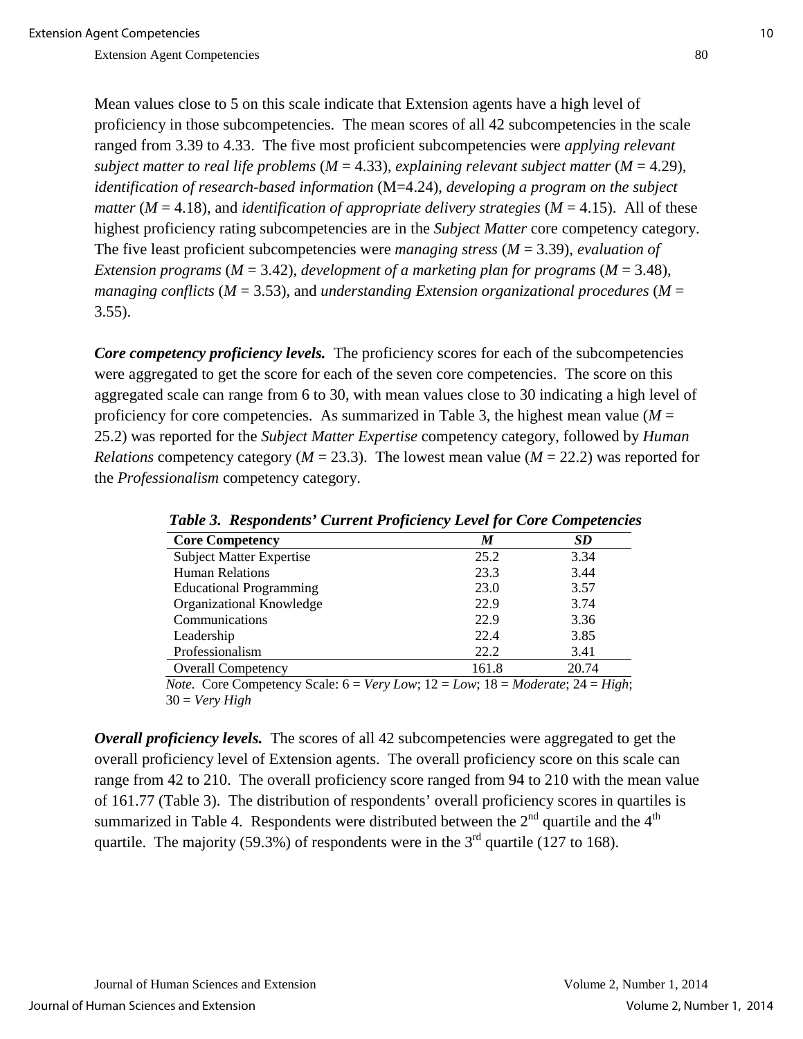Mean values close to 5 on this scale indicate that Extension agents have a high level of proficiency in those subcompetencies. The mean scores of all 42 subcompetencies in the scale ranged from 3.39 to 4.33. The five most proficient subcompetencies were *applying relevant subject matter to real life problems* (*M* = 4.33), *explaining relevant subject matter* (*M* = 4.29), *identification of research-based information* (M=4.24), *developing a program on the subject matter* (*M* = 4.18), and *identification of appropriate delivery strategies* (*M* = 4.15). All of these highest proficiency rating subcompetencies are in the *Subject Matter* core competency category. The five least proficient subcompetencies were *managing stress* (*M* = 3.39), *evaluation of Extension programs* (*M* = 3.42), *development of a marketing plan for programs* (*M* = 3.48), *managing conflicts* (*M* = 3.53), and *understanding Extension organizational procedures* (*M* = 3.55).

***Core competency proficiency levels.*** The proficiency scores for each of the subcompetencies were aggregated to get the score for each of the seven core competencies. The score on this aggregated scale can range from 6 to 30, with mean values close to 30 indicating a high level of proficiency for core competencies. As summarized in Table 3, the highest mean value (*M* = 25.2) was reported for the *Subject Matter Expertise* competency category, followed by *Human Relations* competency category (*M* = 23.3). The lowest mean value (*M* = 22.2) was reported for the *Professionalism* competency category.

***Table 3. Respondents' Current Proficiency Level for Core Competencies***

| **Core Competency** | ***M*** | ***SD*** |
|---|---|---|
| Subject Matter Expertise | 25.2 | 3.34 |
| Human Relations | 23.3 | 3.44 |
| Educational Programming | 23.0 | 3.57 |
| Organizational Knowledge | 22.9 | 3.74 |
| Communications | 22.9 | 3.36 |
| Leadership | 22.4 | 3.85 |
| Professionalism | 22.2 | 3.41 |
| Overall Competency | 161.8 | 20.74 |

*Note.* Core Competency Scale: 6 = *Very Low*; 12 = *Low*; 18 = *Moderate*; 24 = *High*; 30 = *Very High*

***Overall proficiency levels.*** The scores of all 42 subcompetencies were aggregated to get the overall proficiency level of Extension agents. The overall proficiency score on this scale can range from 42 to 210. The overall proficiency score ranged from 94 to 210 with the mean value of 161.77 (Table 3). The distribution of respondents' overall proficiency scores in quartiles is summarized in Table 4. Respondents were distributed between the 2nd quartile and the 4th quartile. The majority (59.3%) of respondents were in the 3rd quartile (127 to 168).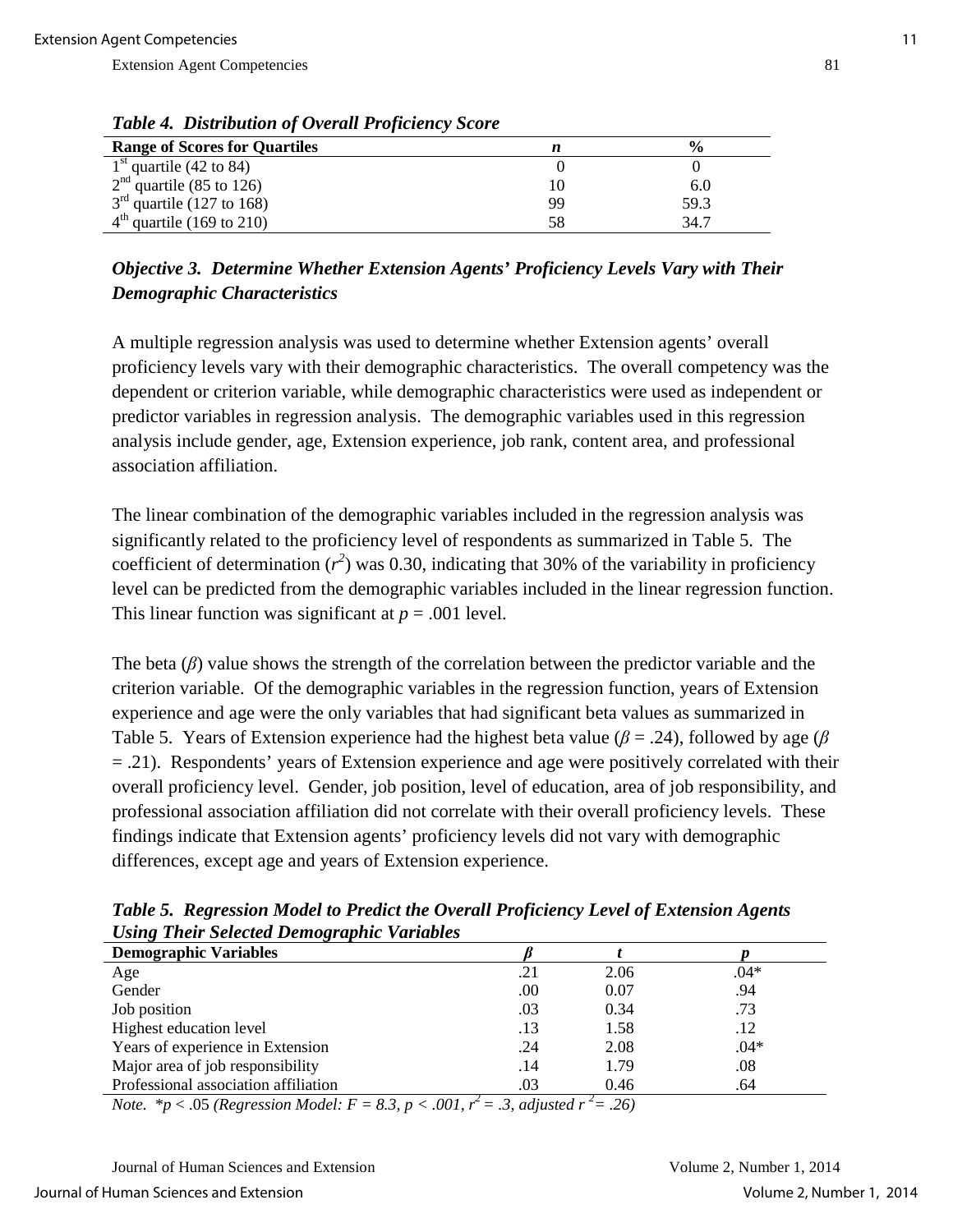*Table 4. Distribution of Overall Proficiency Score*

| Range of Scores for Quartiles | *n* | % |
|---|---|---|
| 1st quartile (42 to 84) | 0 | 0 |
| 2nd quartile (85 to 126) | 10 | 6.0 |
| 3rd quartile (127 to 168) | 99 | 59.3 |
| 4th quartile (169 to 210) | 58 | 34.7 |

### *Objective 3. Determine Whether Extension Agents' Proficiency Levels Vary with Their Demographic Characteristics*

A multiple regression analysis was used to determine whether Extension agents' overall proficiency levels vary with their demographic characteristics. The overall competency was the dependent or criterion variable, while demographic characteristics were used as independent or predictor variables in regression analysis. The demographic variables used in this regression analysis include gender, age, Extension experience, job rank, content area, and professional association affiliation.

The linear combination of the demographic variables included in the regression analysis was significantly related to the proficiency level of respondents as summarized in Table 5. The coefficient of determination ($r^2$) was 0.30, indicating that 30% of the variability in proficiency level can be predicted from the demographic variables included in the linear regression function. This linear function was significant at $p = .001$ level.

The beta ($\beta$) value shows the strength of the correlation between the predictor variable and the criterion variable. Of the demographic variables in the regression function, years of Extension experience and age were the only variables that had significant beta values as summarized in Table 5. Years of Extension experience had the highest beta value ($\beta = .24$), followed by age ($\beta = .21$). Respondents' years of Extension experience and age were positively correlated with their overall proficiency level. Gender, job position, level of education, area of job responsibility, and professional association affiliation did not correlate with their overall proficiency levels. These findings indicate that Extension agents' proficiency levels did not vary with demographic differences, except age and years of Extension experience.

*Table 5. Regression Model to Predict the Overall Proficiency Level of Extension Agents Using Their Selected Demographic Variables*

| Demographic Variables | $\beta$ | $t$ | $p$ |
|---|---|---|---|
| Age | .21 | 2.06 | .04* |
| Gender | .00 | 0.07 | .94 |
| Job position | .03 | 0.34 | .73 |
| Highest education level | .13 | 1.58 | .12 |
| Years of experience in Extension | .24 | 2.08 | .04* |
| Major area of job responsibility | .14 | 1.79 | .08 |
| Professional association affiliation | .03 | 0.46 | .64 |

*Note.* *$p < .05$ (Regression Model: $F = 8.3$, $p < .001$, $r^2 = .3$, adjusted $r^2 = .26$)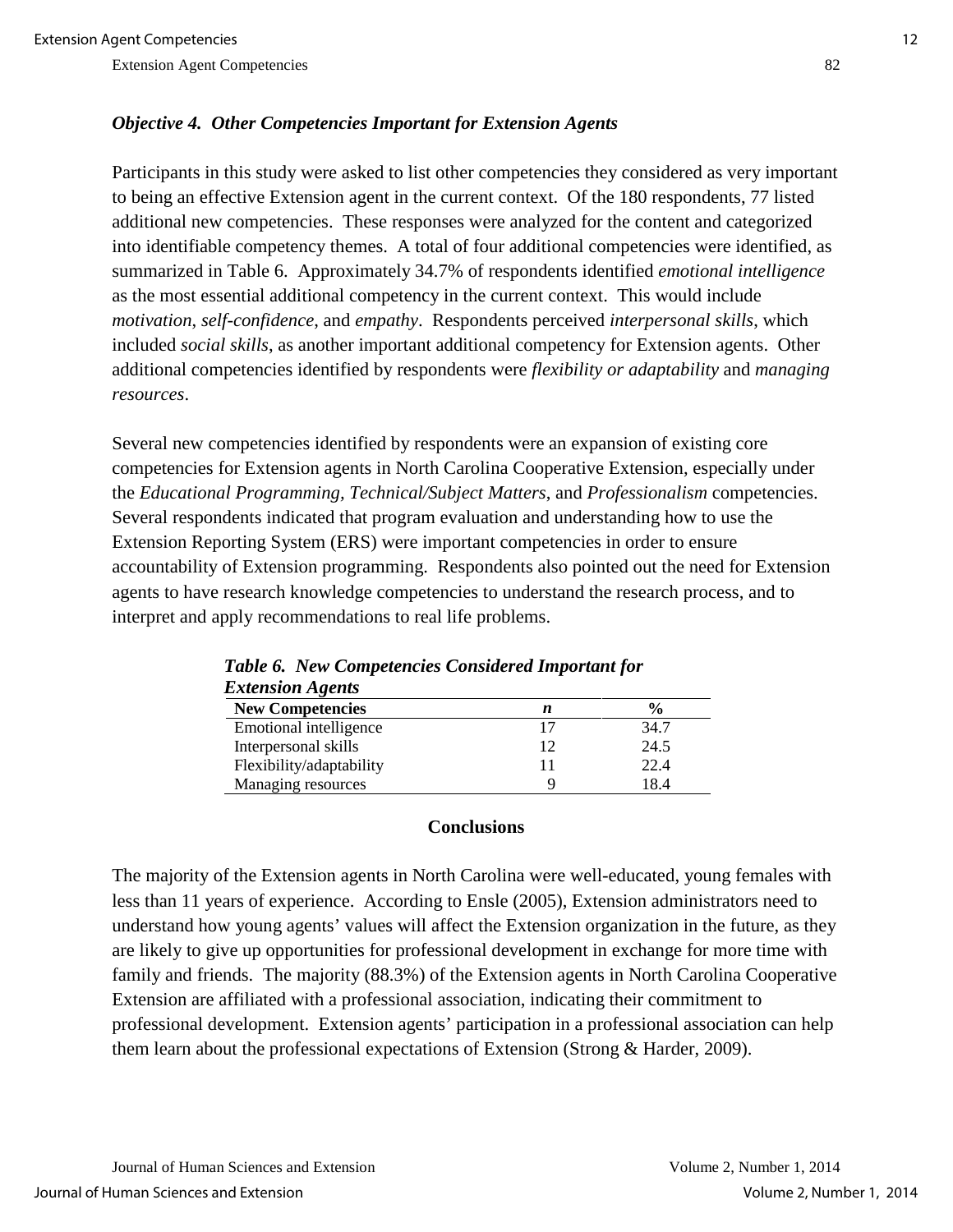### *Objective 4. Other Competencies Important for Extension Agents*

Participants in this study were asked to list other competencies they considered as very important to being an effective Extension agent in the current context. Of the 180 respondents, 77 listed additional new competencies. These responses were analyzed for the content and categorized into identifiable competency themes. A total of four additional competencies were identified, as summarized in Table 6. Approximately 34.7% of respondents identified *emotional intelligence* as the most essential additional competency in the current context. This would include *motivation*, *self-confidence*, and *empathy*. Respondents perceived *interpersonal skills*, which included *social skills*, as another important additional competency for Extension agents. Other additional competencies identified by respondents were *flexibility or adaptability* and *managing resources*.

Several new competencies identified by respondents were an expansion of existing core competencies for Extension agents in North Carolina Cooperative Extension, especially under the *Educational Programming*, *Technical/Subject Matters*, and *Professionalism* competencies. Several respondents indicated that program evaluation and understanding how to use the Extension Reporting System (ERS) were important competencies in order to ensure accountability of Extension programming. Respondents also pointed out the need for Extension agents to have research knowledge competencies to understand the research process, and to interpret and apply recommendations to real life problems.

***Table 6. New Competencies Considered Important for Extension Agents***

| New Competencies | *n* | % |
|---|---|---|
| Emotional intelligence | 17 | 34.7 |
| Interpersonal skills | 12 | 24.5 |
| Flexibility/adaptability | 11 | 22.4 |
| Managing resources | 9 | 18.4 |

## Conclusions

The majority of the Extension agents in North Carolina were well-educated, young females with less than 11 years of experience. According to Ensle (2005), Extension administrators need to understand how young agents' values will affect the Extension organization in the future, as they are likely to give up opportunities for professional development in exchange for more time with family and friends. The majority (88.3%) of the Extension agents in North Carolina Cooperative Extension are affiliated with a professional association, indicating their commitment to professional development. Extension agents' participation in a professional association can help them learn about the professional expectations of Extension (Strong & Harder, 2009).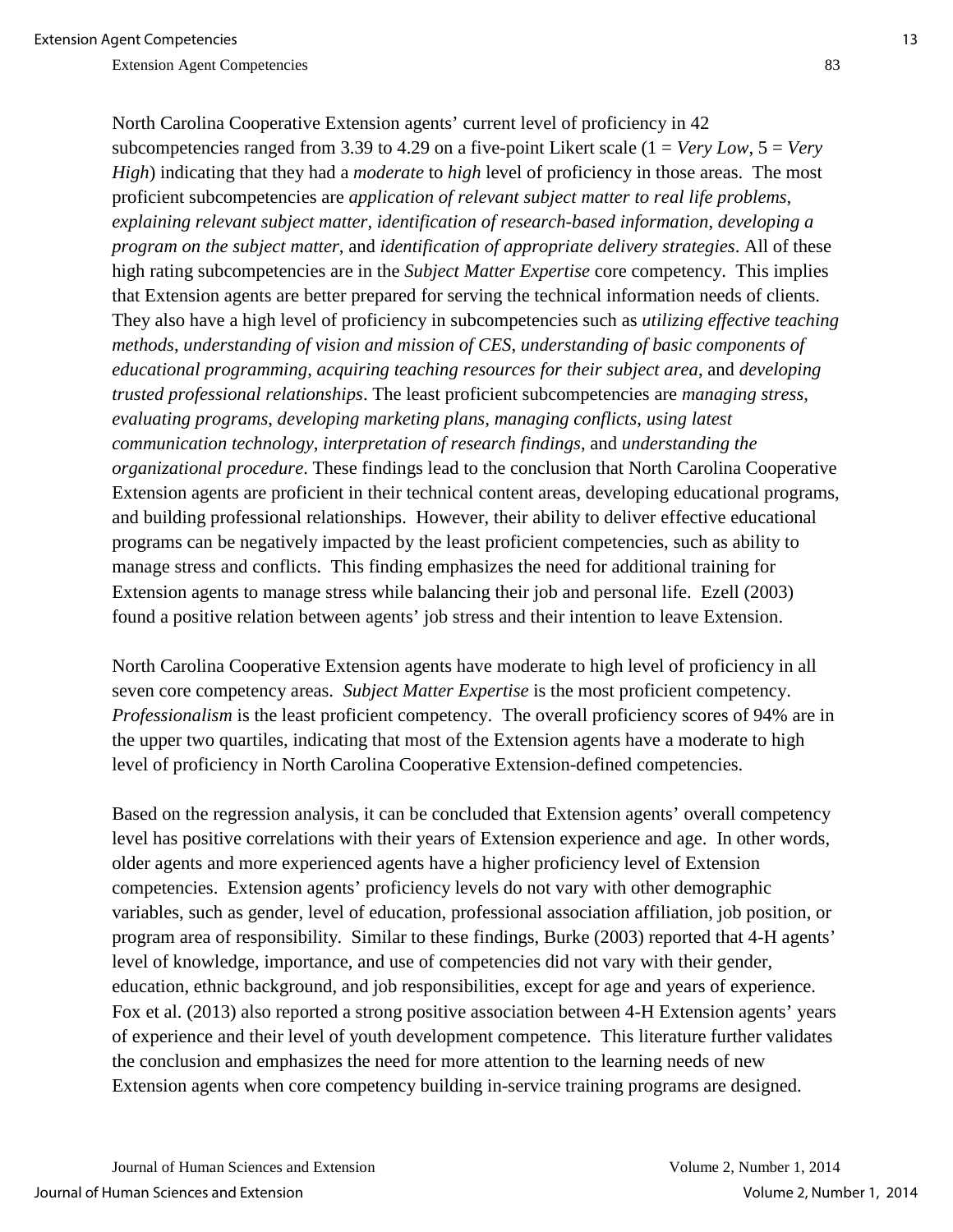North Carolina Cooperative Extension agents' current level of proficiency in 42 subcompetencies ranged from 3.39 to 4.29 on a five-point Likert scale (1 = *Very Low*, 5 = *Very High*) indicating that they had a *moderate* to *high* level of proficiency in those areas. The most proficient subcompetencies are *application of relevant subject matter to real life problems*, *explaining relevant subject matter*, *identification of research-based information*, *developing a program on the subject matter*, and *identification of appropriate delivery strategies*. All of these high rating subcompetencies are in the *Subject Matter Expertise* core competency. This implies that Extension agents are better prepared for serving the technical information needs of clients. They also have a high level of proficiency in subcompetencies such as *utilizing effective teaching methods*, *understanding of vision and mission of CES*, *understanding of basic components of educational programming*, *acquiring teaching resources for their subject area*, and *developing trusted professional relationships*. The least proficient subcompetencies are *managing stress*, *evaluating programs*, *developing marketing plans*, *managing conflicts*, *using latest communication technology*, *interpretation of research findings*, and *understanding the organizational procedure*. These findings lead to the conclusion that North Carolina Cooperative Extension agents are proficient in their technical content areas, developing educational programs, and building professional relationships. However, their ability to deliver effective educational programs can be negatively impacted by the least proficient competencies, such as ability to manage stress and conflicts. This finding emphasizes the need for additional training for Extension agents to manage stress while balancing their job and personal life. Ezell (2003) found a positive relation between agents' job stress and their intention to leave Extension.

North Carolina Cooperative Extension agents have moderate to high level of proficiency in all seven core competency areas. *Subject Matter Expertise* is the most proficient competency. *Professionalism* is the least proficient competency. The overall proficiency scores of 94% are in the upper two quartiles, indicating that most of the Extension agents have a moderate to high level of proficiency in North Carolina Cooperative Extension-defined competencies.

Based on the regression analysis, it can be concluded that Extension agents' overall competency level has positive correlations with their years of Extension experience and age. In other words, older agents and more experienced agents have a higher proficiency level of Extension competencies. Extension agents' proficiency levels do not vary with other demographic variables, such as gender, level of education, professional association affiliation, job position, or program area of responsibility. Similar to these findings, Burke (2003) reported that 4-H agents' level of knowledge, importance, and use of competencies did not vary with their gender, education, ethnic background, and job responsibilities, except for age and years of experience. Fox et al. (2013) also reported a strong positive association between 4-H Extension agents' years of experience and their level of youth development competence. This literature further validates the conclusion and emphasizes the need for more attention to the learning needs of new Extension agents when core competency building in-service training programs are designed.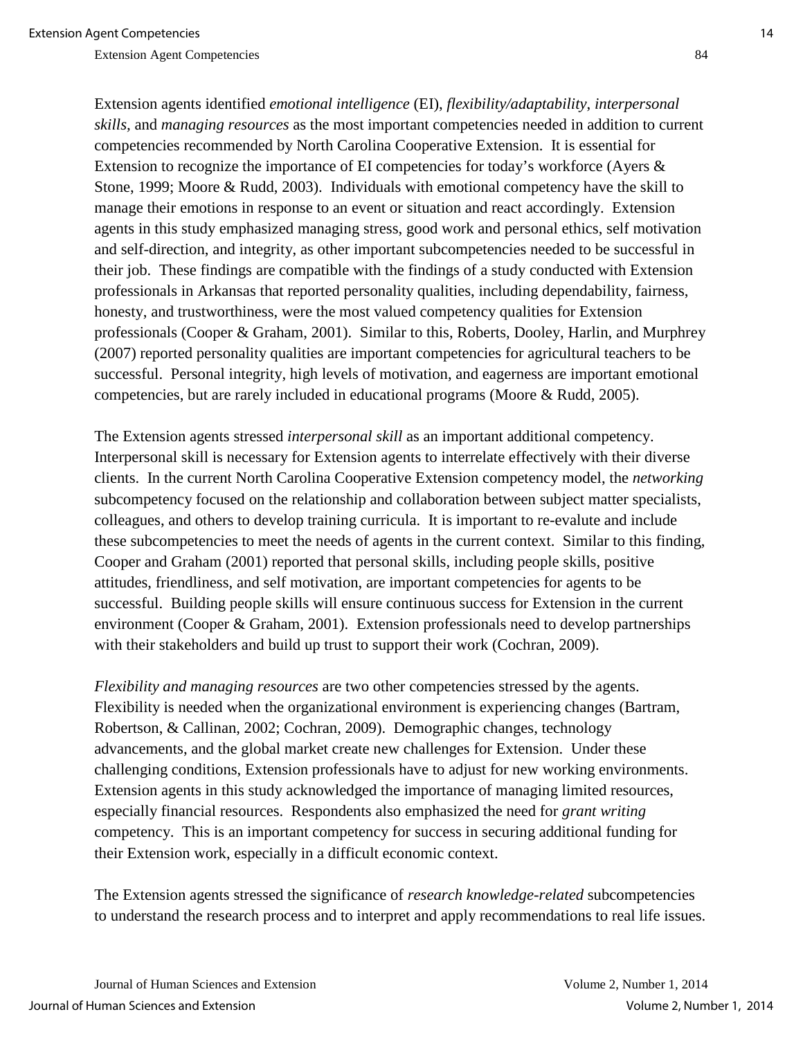Extension agents identified *emotional intelligence* (EI), *flexibility/adaptability*, *interpersonal skills,* and *managing resources* as the most important competencies needed in addition to current competencies recommended by North Carolina Cooperative Extension. It is essential for Extension to recognize the importance of EI competencies for today's workforce (Ayers & Stone, 1999; Moore & Rudd, 2003). Individuals with emotional competency have the skill to manage their emotions in response to an event or situation and react accordingly. Extension agents in this study emphasized managing stress, good work and personal ethics, self motivation and self-direction, and integrity, as other important subcompetencies needed to be successful in their job. These findings are compatible with the findings of a study conducted with Extension professionals in Arkansas that reported personality qualities, including dependability, fairness, honesty, and trustworthiness, were the most valued competency qualities for Extension professionals (Cooper & Graham, 2001). Similar to this, Roberts, Dooley, Harlin, and Murphrey (2007) reported personality qualities are important competencies for agricultural teachers to be successful. Personal integrity, high levels of motivation, and eagerness are important emotional competencies, but are rarely included in educational programs (Moore & Rudd, 2005).

The Extension agents stressed *interpersonal skill* as an important additional competency. Interpersonal skill is necessary for Extension agents to interrelate effectively with their diverse clients. In the current North Carolina Cooperative Extension competency model, the *networking* subcompetency focused on the relationship and collaboration between subject matter specialists, colleagues, and others to develop training curricula. It is important to re-evalute and include these subcompetencies to meet the needs of agents in the current context. Similar to this finding, Cooper and Graham (2001) reported that personal skills, including people skills, positive attitudes, friendliness, and self motivation, are important competencies for agents to be successful. Building people skills will ensure continuous success for Extension in the current environment (Cooper & Graham, 2001). Extension professionals need to develop partnerships with their stakeholders and build up trust to support their work (Cochran, 2009).

*Flexibility and managing resources* are two other competencies stressed by the agents. Flexibility is needed when the organizational environment is experiencing changes (Bartram, Robertson, & Callinan, 2002; Cochran, 2009). Demographic changes, technology advancements, and the global market create new challenges for Extension. Under these challenging conditions, Extension professionals have to adjust for new working environments. Extension agents in this study acknowledged the importance of managing limited resources, especially financial resources. Respondents also emphasized the need for *grant writing* competency. This is an important competency for success in securing additional funding for their Extension work, especially in a difficult economic context.

The Extension agents stressed the significance of *research knowledge-related* subcompetencies to understand the research process and to interpret and apply recommendations to real life issues.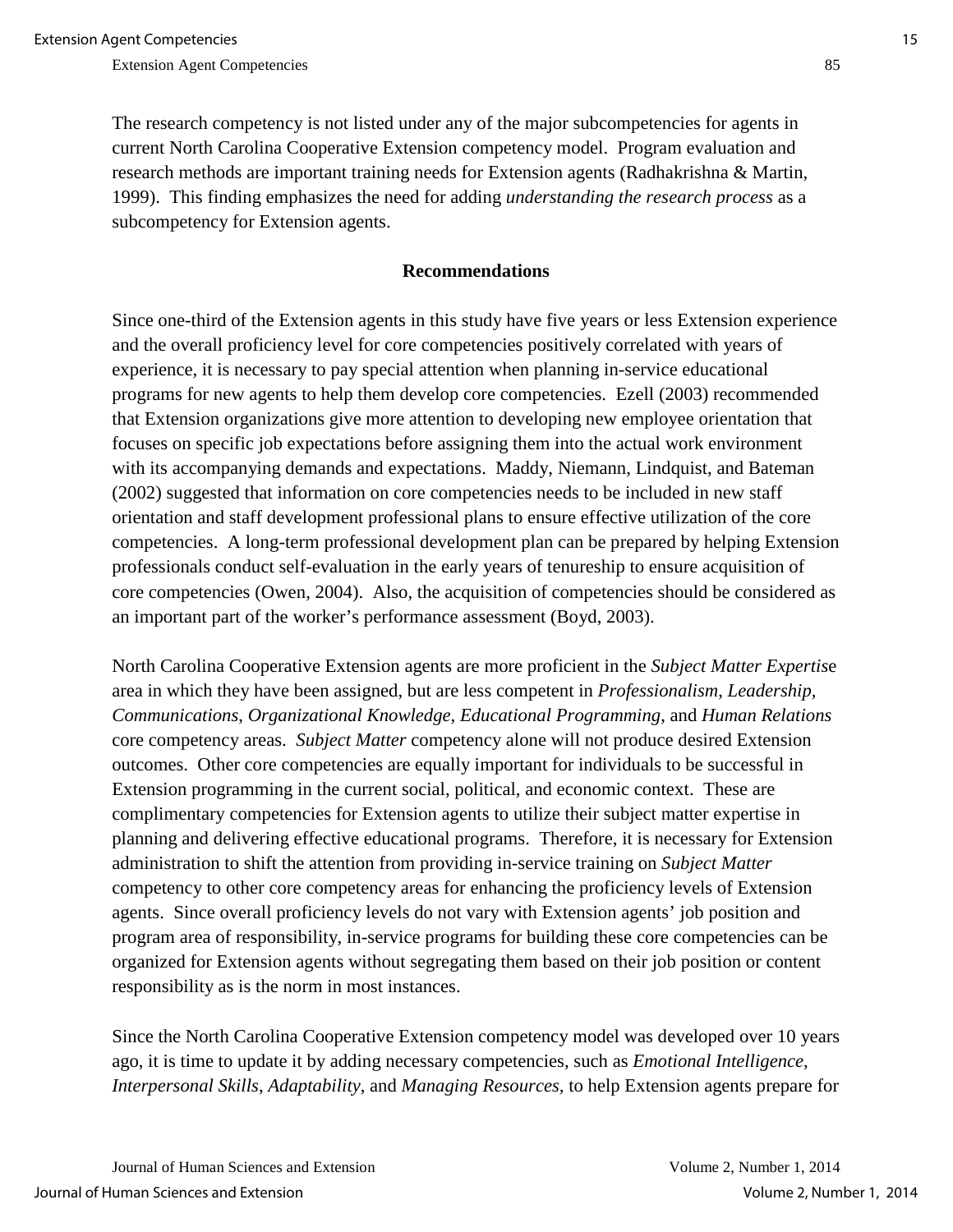The research competency is not listed under any of the major subcompetencies for agents in current North Carolina Cooperative Extension competency model. Program evaluation and research methods are important training needs for Extension agents (Radhakrishna & Martin, 1999). This finding emphasizes the need for adding *understanding the research process* as a subcompetency for Extension agents.

## Recommendations

Since one-third of the Extension agents in this study have five years or less Extension experience and the overall proficiency level for core competencies positively correlated with years of experience, it is necessary to pay special attention when planning in-service educational programs for new agents to help them develop core competencies. Ezell (2003) recommended that Extension organizations give more attention to developing new employee orientation that focuses on specific job expectations before assigning them into the actual work environment with its accompanying demands and expectations. Maddy, Niemann, Lindquist, and Bateman (2002) suggested that information on core competencies needs to be included in new staff orientation and staff development professional plans to ensure effective utilization of the core competencies. A long-term professional development plan can be prepared by helping Extension professionals conduct self-evaluation in the early years of tenureship to ensure acquisition of core competencies (Owen, 2004). Also, the acquisition of competencies should be considered as an important part of the worker's performance assessment (Boyd, 2003).

North Carolina Cooperative Extension agents are more proficient in the *Subject Matter Expertise* area in which they have been assigned, but are less competent in *Professionalism*, *Leadership*, *Communications*, *Organizational Knowledge*, *Educational Programming*, and *Human Relations* core competency areas. *Subject Matter* competency alone will not produce desired Extension outcomes. Other core competencies are equally important for individuals to be successful in Extension programming in the current social, political, and economic context. These are complimentary competencies for Extension agents to utilize their subject matter expertise in planning and delivering effective educational programs. Therefore, it is necessary for Extension administration to shift the attention from providing in-service training on *Subject Matter* competency to other core competency areas for enhancing the proficiency levels of Extension agents. Since overall proficiency levels do not vary with Extension agents' job position and program area of responsibility, in-service programs for building these core competencies can be organized for Extension agents without segregating them based on their job position or content responsibility as is the norm in most instances.

Since the North Carolina Cooperative Extension competency model was developed over 10 years ago, it is time to update it by adding necessary competencies, such as *Emotional Intelligence*, *Interpersonal Skills*, *Adaptability*, and *Managing Resources*, to help Extension agents prepare for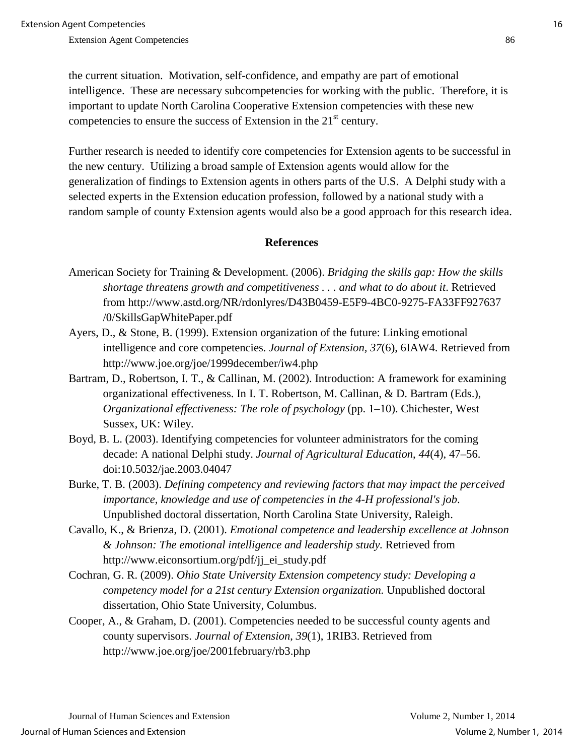the current situation. Motivation, self-confidence, and empathy are part of emotional intelligence. These are necessary subcompetencies for working with the public. Therefore, it is important to update North Carolina Cooperative Extension competencies with these new competencies to ensure the success of Extension in the 21st century.

Further research is needed to identify core competencies for Extension agents to be successful in the new century. Utilizing a broad sample of Extension agents would allow for the generalization of findings to Extension agents in others parts of the U.S. A Delphi study with a selected experts in the Extension education profession, followed by a national study with a random sample of county Extension agents would also be a good approach for this research idea.

## References

American Society for Training & Development. (2006). *Bridging the skills gap: How the skills shortage threatens growth and competitiveness . . . and what to do about it*. Retrieved from http://www.astd.org/NR/rdonlyres/D43B0459-E5F9-4BC0-9275-FA33FF927637/0/SkillsGapWhitePaper.pdf

Ayers, D., & Stone, B. (1999). Extension organization of the future: Linking emotional intelligence and core competencies. *Journal of Extension*, *37*(6), 6IAW4. Retrieved from http://www.joe.org/joe/1999december/iw4.php

Bartram, D., Robertson, I. T., & Callinan, M. (2002). Introduction: A framework for examining organizational effectiveness. In I. T. Robertson, M. Callinan, & D. Bartram (Eds.), *Organizational effectiveness: The role of psychology* (pp. 1–10). Chichester, West Sussex, UK: Wiley.

Boyd, B. L. (2003). Identifying competencies for volunteer administrators for the coming decade: A national Delphi study. *Journal of Agricultural Education*, *44*(4), 47–56. doi:10.5032/jae.2003.04047

Burke, T. B. (2003). *Defining competency and reviewing factors that may impact the perceived importance, knowledge and use of competencies in the 4-H professional's job*. Unpublished doctoral dissertation, North Carolina State University, Raleigh.

Cavallo, K., & Brienza, D. (2001). *Emotional competence and leadership excellence at Johnson & Johnson: The emotional intelligence and leadership study.* Retrieved from http://www.eiconsortium.org/pdf/jj_ei_study.pdf

Cochran, G. R. (2009). *Ohio State University Extension competency study: Developing a competency model for a 21st century Extension organization.* Unpublished doctoral dissertation, Ohio State University, Columbus.

Cooper, A., & Graham, D. (2001). Competencies needed to be successful county agents and county supervisors. *Journal of Extension*, *39*(1), 1RIB3. Retrieved from http://www.joe.org/joe/2001february/rb3.php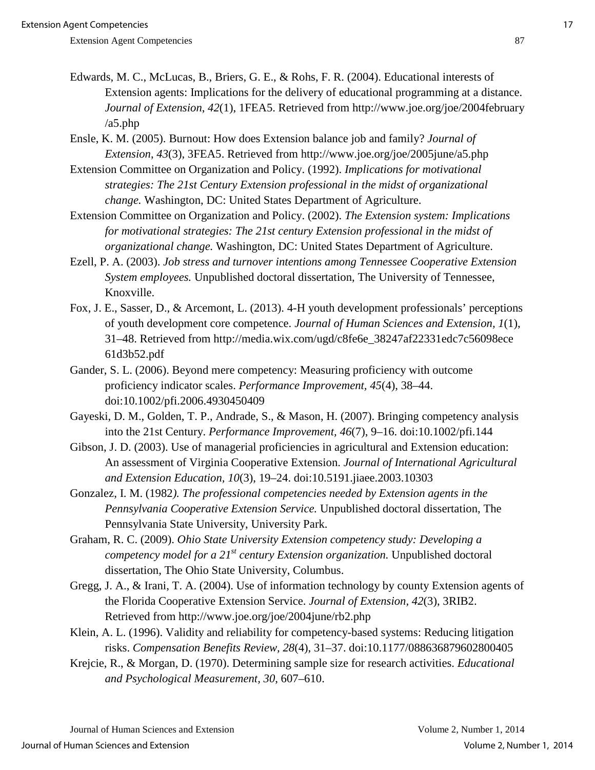Edwards, M. C., McLucas, B., Briers, G. E., & Rohs, F. R. (2004). Educational interests of Extension agents: Implications for the delivery of educational programming at a distance. *Journal of Extension*, *42*(1), 1FEA5. Retrieved from http://www.joe.org/joe/2004february/a5.php

Ensle, K. M. (2005). Burnout: How does Extension balance job and family? *Journal of Extension*, *43*(3), 3FEA5. Retrieved from http://www.joe.org/joe/2005june/a5.php

Extension Committee on Organization and Policy. (1992). *Implications for motivational strategies: The 21st Century Extension professional in the midst of organizational change.* Washington, DC: United States Department of Agriculture.

Extension Committee on Organization and Policy. (2002). *The Extension system: Implications for motivational strategies: The 21st century Extension professional in the midst of organizational change.* Washington, DC: United States Department of Agriculture.

Ezell, P. A. (2003). *Job stress and turnover intentions among Tennessee Cooperative Extension System employees.* Unpublished doctoral dissertation, The University of Tennessee, Knoxville.

Fox, J. E., Sasser, D., & Arcemont, L. (2013). 4-H youth development professionals' perceptions of youth development core competence. *Journal of Human Sciences and Extension*, *1*(1), 31–48. Retrieved from http://media.wix.com/ugd/c8fe6e_38247af22331edc7c56098ece61d3b52.pdf

Gander, S. L. (2006). Beyond mere competency: Measuring proficiency with outcome proficiency indicator scales. *Performance Improvement*, *45*(4), 38–44. doi:10.1002/pfi.2006.4930450409

Gayeski, D. M., Golden, T. P., Andrade, S., & Mason, H. (2007). Bringing competency analysis into the 21st Century. *Performance Improvement, 46*(7), 9–16. doi:10.1002/pfi.144

Gibson, J. D. (2003). Use of managerial proficiencies in agricultural and Extension education: An assessment of Virginia Cooperative Extension. *Journal of International Agricultural and Extension Education, 10*(3), 19–24. doi:10.5191.jiaee.2003.10303

Gonzalez, I. M. (1982*). The professional competencies needed by Extension agents in the Pennsylvania Cooperative Extension Service.* Unpublished doctoral dissertation, The Pennsylvania State University, University Park.

Graham, R. C. (2009). *Ohio State University Extension competency study: Developing a competency model for a 21st century Extension organization.* Unpublished doctoral dissertation, The Ohio State University, Columbus.

Gregg, J. A., & Irani, T. A. (2004). Use of information technology by county Extension agents of the Florida Cooperative Extension Service. *Journal of Extension, 42*(3), 3RIB2. Retrieved from http://www.joe.org/joe/2004june/rb2.php

Klein, A. L. (1996). Validity and reliability for competency-based systems: Reducing litigation risks. *Compensation Benefits Review*, *28*(4), 31–37. doi:10.1177/088636879602800405

Krejcie, R., & Morgan, D. (1970). Determining sample size for research activities. *Educational and Psychological Measurement*, *30*, 607–610.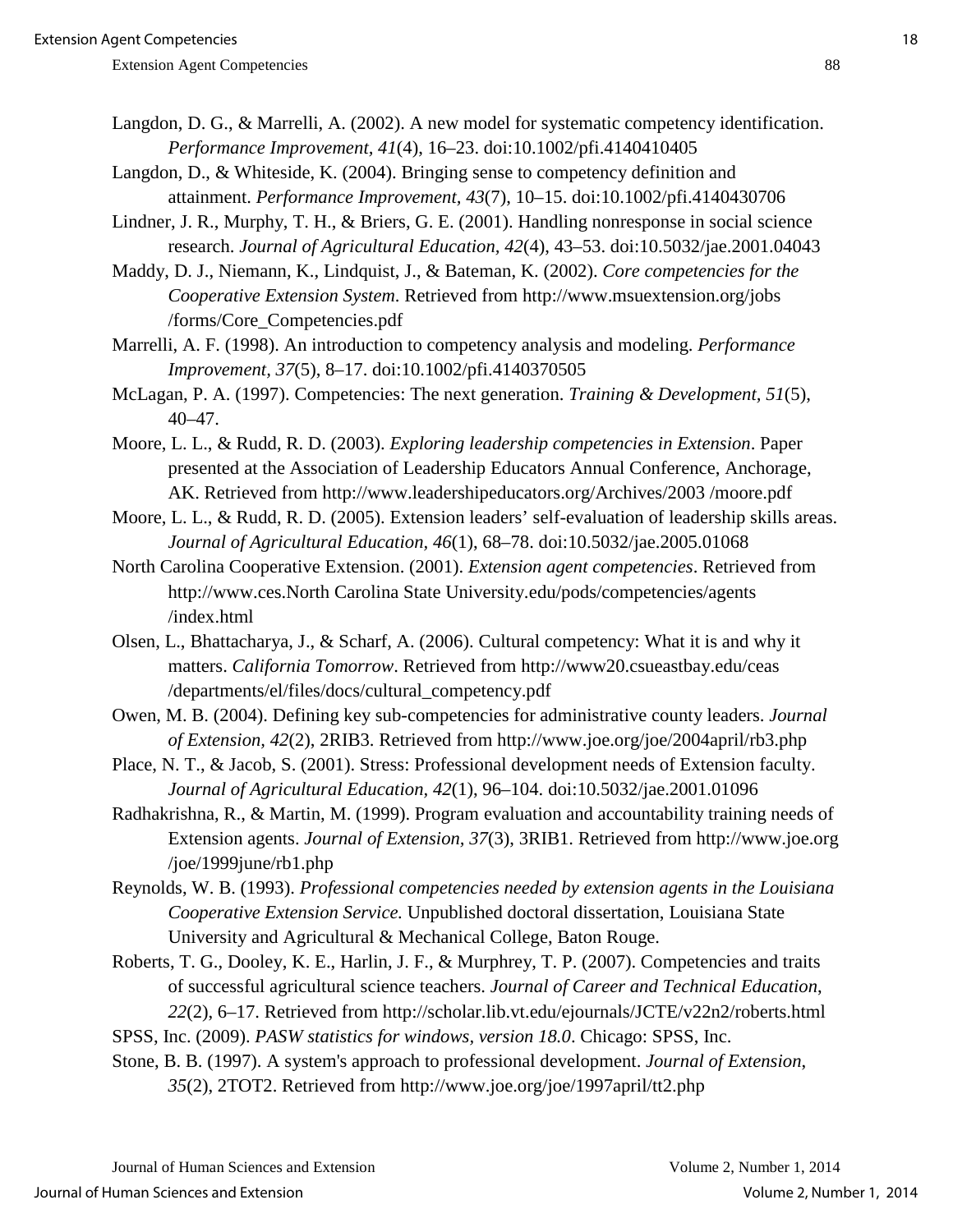Langdon, D. G., & Marrelli, A. (2002). A new model for systematic competency identification. *Performance Improvement, 41*(4), 16–23. doi:10.1002/pfi.4140410405

Langdon, D., & Whiteside, K. (2004). Bringing sense to competency definition and attainment. *Performance Improvement, 43*(7), 10–15. doi:10.1002/pfi.4140430706

Lindner, J. R., Murphy, T. H., & Briers, G. E. (2001). Handling nonresponse in social science research. *Journal of Agricultural Education, 42*(4), 43–53. doi:10.5032/jae.2001.04043

Maddy, D. J., Niemann, K., Lindquist, J., & Bateman, K. (2002). *Core competencies for the Cooperative Extension System*. Retrieved from http://www.msuextension.org/jobs/forms/Core_Competencies.pdf

Marrelli, A. F. (1998). An introduction to competency analysis and modeling. *Performance Improvement, 37*(5), 8–17. doi:10.1002/pfi.4140370505

McLagan, P. A. (1997). Competencies: The next generation. *Training & Development, 51*(5), 40–47.

Moore, L. L., & Rudd, R. D. (2003). *Exploring leadership competencies in Extension*. Paper presented at the Association of Leadership Educators Annual Conference, Anchorage, AK. Retrieved from http://www.leadershipeducators.org/Archives/2003 /moore.pdf

Moore, L. L., & Rudd, R. D. (2005). Extension leaders' self-evaluation of leadership skills areas. *Journal of Agricultural Education, 46*(1), 68–78. doi:10.5032/jae.2005.01068

North Carolina Cooperative Extension. (2001). *Extension agent competencies*. Retrieved from http://www.ces.North Carolina State University.edu/pods/competencies/agents/index.html

Olsen, L., Bhattacharya, J., & Scharf, A. (2006). Cultural competency: What it is and why it matters. *California Tomorrow*. Retrieved from http://www20.csueastbay.edu/ceas/departments/el/files/docs/cultural_competency.pdf

Owen, M. B. (2004). Defining key sub-competencies for administrative county leaders. *Journal of Extension, 42*(2), 2RIB3. Retrieved from http://www.joe.org/joe/2004april/rb3.php

Place, N. T., & Jacob, S. (2001). Stress: Professional development needs of Extension faculty. *Journal of Agricultural Education, 42*(1), 96–104. doi:10.5032/jae.2001.01096

Radhakrishna, R., & Martin, M. (1999). Program evaluation and accountability training needs of Extension agents. *Journal of Extension, 37*(3), 3RIB1. Retrieved from http://www.joe.org/joe/1999june/rb1.php

Reynolds, W. B. (1993). *Professional competencies needed by extension agents in the Louisiana Cooperative Extension Service.* Unpublished doctoral dissertation, Louisiana State University and Agricultural & Mechanical College, Baton Rouge.

Roberts, T. G., Dooley, K. E., Harlin, J. F., & Murphrey, T. P. (2007). Competencies and traits of successful agricultural science teachers. *Journal of Career and Technical Education, 22*(2), 6–17. Retrieved from http://scholar.lib.vt.edu/ejournals/JCTE/v22n2/roberts.html

SPSS, Inc. (2009). *PASW statistics for windows, version 18.0*. Chicago: SPSS, Inc.

Stone, B. B. (1997). A system's approach to professional development. *Journal of Extension, 35*(2), 2TOT2. Retrieved from http://www.joe.org/joe/1997april/tt2.php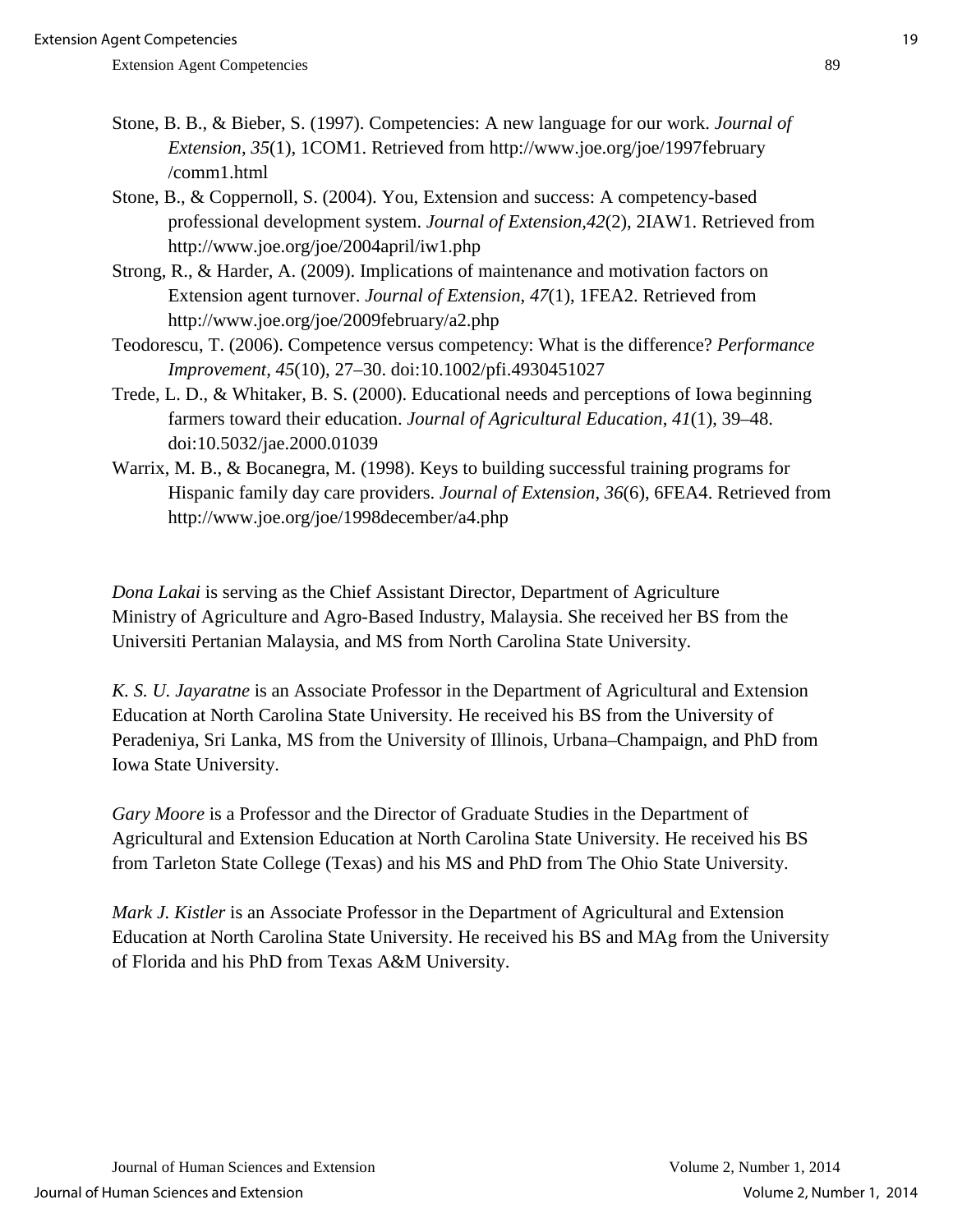Stone, B. B., & Bieber, S. (1997). Competencies: A new language for our work. *Journal of Extension*, *35*(1), 1COM1. Retrieved from http://www.joe.org/joe/1997february/comm1.html

Stone, B., & Coppernoll, S. (2004). You, Extension and success: A competency-based professional development system. *Journal of Extension,42*(2), 2IAW1. Retrieved from http://www.joe.org/joe/2004april/iw1.php

Strong, R., & Harder, A. (2009). Implications of maintenance and motivation factors on Extension agent turnover. *Journal of Extension*, *47*(1), 1FEA2. Retrieved from http://www.joe.org/joe/2009february/a2.php

Teodorescu, T. (2006). Competence versus competency: What is the difference? *Performance Improvement*, *45*(10), 27–30. doi:10.1002/pfi.4930451027

Trede, L. D., & Whitaker, B. S. (2000). Educational needs and perceptions of Iowa beginning farmers toward their education. *Journal of Agricultural Education*, *41*(1), 39–48. doi:10.5032/jae.2000.01039

Warrix, M. B., & Bocanegra, M. (1998). Keys to building successful training programs for Hispanic family day care providers. *Journal of Extension*, *36*(6), 6FEA4. Retrieved from http://www.joe.org/joe/1998december/a4.php

*Dona Lakai* is serving as the Chief Assistant Director, Department of Agriculture Ministry of Agriculture and Agro-Based Industry, Malaysia. She received her BS from the Universiti Pertanian Malaysia, and MS from North Carolina State University.

*K. S. U. Jayaratne* is an Associate Professor in the Department of Agricultural and Extension Education at North Carolina State University. He received his BS from the University of Peradeniya, Sri Lanka, MS from the University of Illinois, Urbana–Champaign, and PhD from Iowa State University.

*Gary Moore* is a Professor and the Director of Graduate Studies in the Department of Agricultural and Extension Education at North Carolina State University. He received his BS from Tarleton State College (Texas) and his MS and PhD from The Ohio State University.

*Mark J. Kistler* is an Associate Professor in the Department of Agricultural and Extension Education at North Carolina State University. He received his BS and MAg from the University of Florida and his PhD from Texas A&M University.